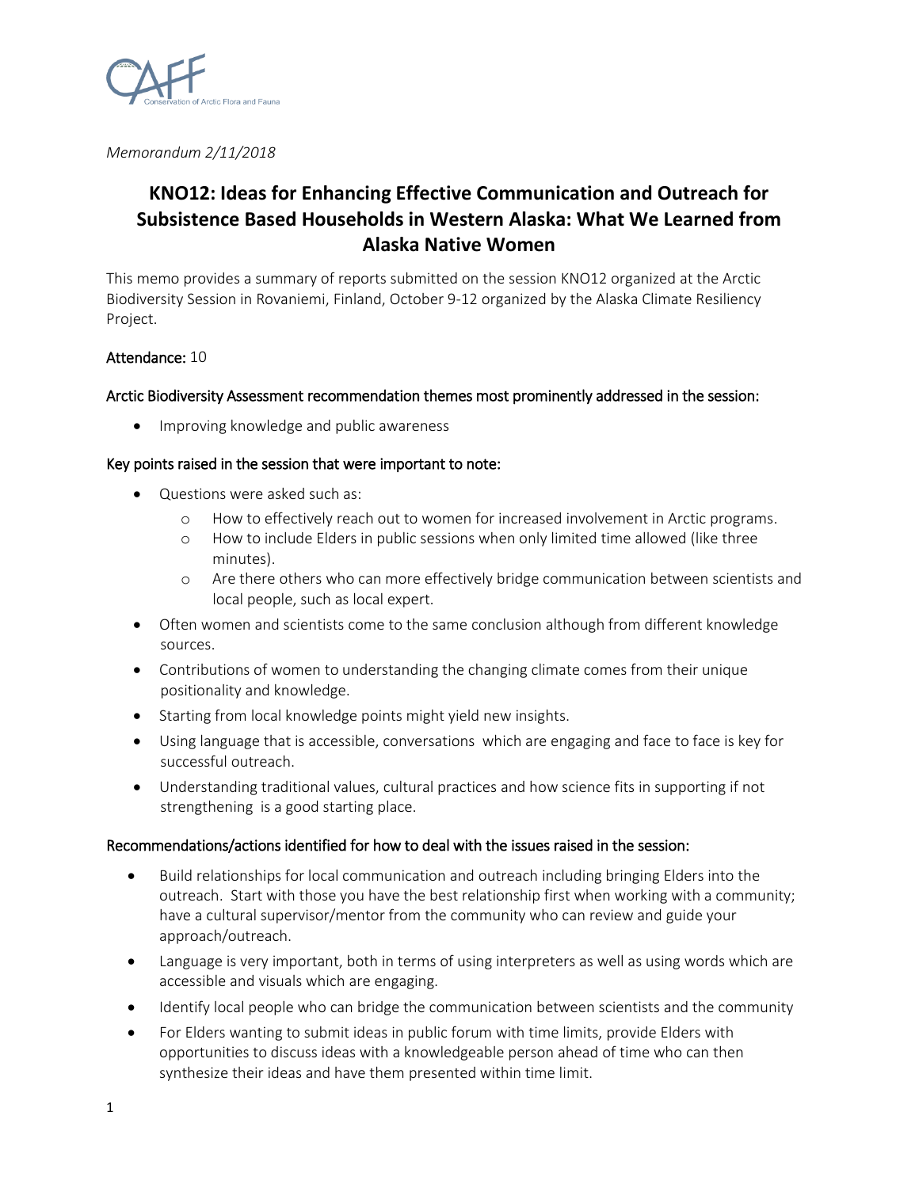*Memorandum 2/11/2018*

# KNO12: Ideas for Enhancing Effective Communication and Outreach for Subsistence Based Households in Western Alaska: What We Learned from Alaska Native Women

This memo provides a summary of reports submitted on the session KNO12 organized at the Arctic Biodiversity Session in Rovaniemi, Finland, October 9-12 organized by the Alaska Climate Resiliency Project.

Attendance: 10

Arctic Biodiversity Assessment recommendation themes most prominently addressed in the session:

- Improving knowledge and public awareness

Key points raised in the session that were important to note:

- Questions were asked such as:
  - How to effectively reach out to women for increased involvement in Arctic programs.
  - How to include Elders in public sessions when only limited time allowed (like three minutes).
  - Are there others who can more effectively bridge communication between scientists and local people, such as local expert.
- Often women and scientists come to the same conclusion although from different knowledge sources.
- Contributions of women to understanding the changing climate comes from their unique positionality and knowledge.
- Starting from local knowledge points might yield new insights.
- Using language that is accessible, conversations which are engaging and face to face is key for successful outreach.
- Understanding traditional values, cultural practices and how science fits in supporting if not strengthening is a good starting place.

Recommendations/actions identified for how to deal with the issues raised in the session:

- Build relationships for local communication and outreach including bringing Elders into the outreach. Start with those you have the best relationship first when working with a community; have a cultural supervisor/mentor from the community who can review and guide your approach/outreach.
- Language is very important, both in terms of using interpreters as well as using words which are accessible and visuals which are engaging.
- Identify local people who can bridge the communication between scientists and the community
- For Elders wanting to submit ideas in public forum with time limits, provide Elders with opportunities to discuss ideas with a knowledgeable person ahead of time who can then synthesize their ideas and have them presented within time limit.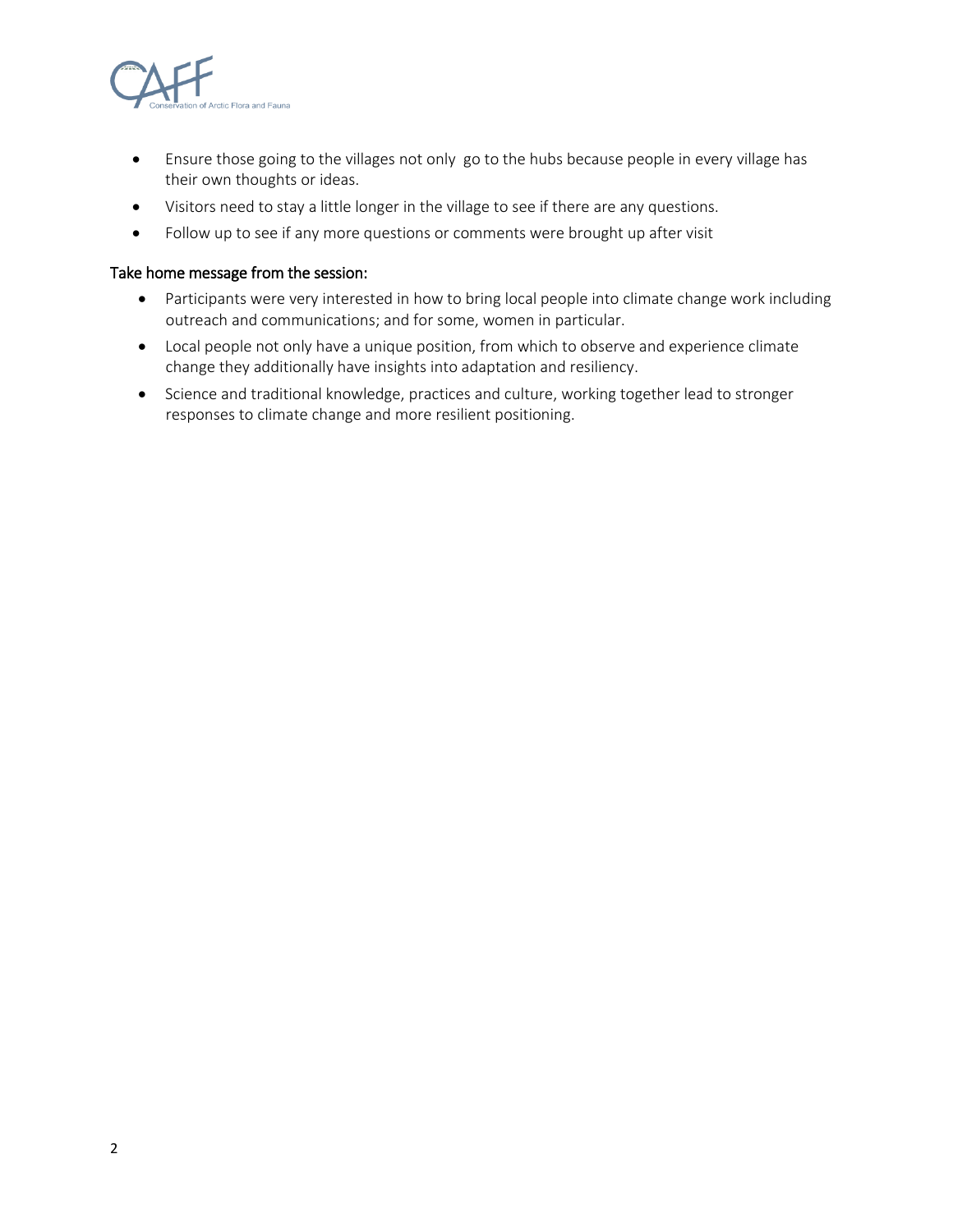- Ensure those going to the villages not only go to the hubs because people in every village has their own thoughts or ideas.
- Visitors need to stay a little longer in the village to see if there are any questions.
- Follow up to see if any more questions or comments were brought up after visit

Take home message from the session:

- Participants were very interested in how to bring local people into climate change work including outreach and communications; and for some, women in particular.
- Local people not only have a unique position, from which to observe and experience climate change they additionally have insights into adaptation and resiliency.
- Science and traditional knowledge, practices and culture, working together lead to stronger responses to climate change and more resilient positioning.